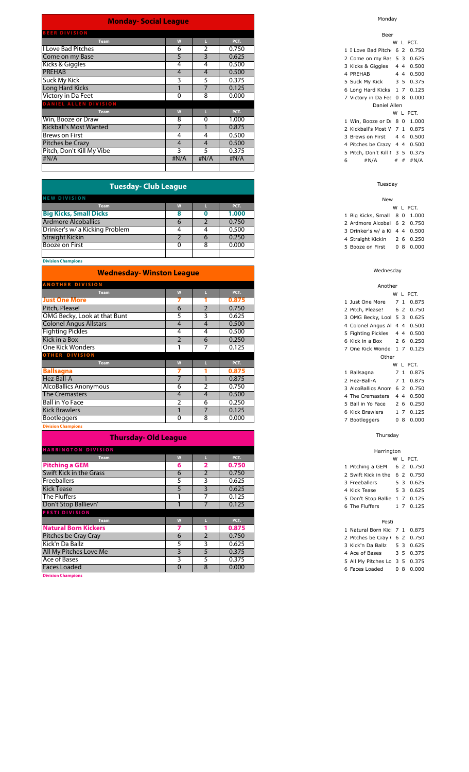## Monday- Social League

| Team | W | L | PCT. |
|---|---|---|---|
| **BEER DIVISION** | | | |
| I Love Bad Pitches | 6 | 2 | 0.750 |
| Come on my Base | 5 | 3 | 0.625 |
| Kicks & Giggles | 4 | 4 | 0.500 |
| PREHAB | 4 | 4 | 0.500 |
| Suck My Kick | 3 | 5 | 0.375 |
| Long Hard Kicks | 1 | 7 | 0.125 |
| Victory in Da Feet | 0 | 8 | 0.000 |
| **DANIEL ALLEN DIVISION** | | | |
| Win, Booze or Draw | 8 | 0 | 1.000 |
| Kickball's Most Wanted | 7 | 1 | 0.875 |
| Brews on First | 4 | 4 | 0.500 |
| Pitches be Crazy | 4 | 4 | 0.500 |
| Pitch, Don't Kill My Vibe | 3 | 5 | 0.375 |
| #N/A | #N/A | #N/A | #N/A |

## Tuesday- Club League

| Team | W | L | PCT. |
|---|---|---|---|
| **NEW DIVISION** | | | |
| **Big Kicks, Small Dicks** | **8** | **0** | **1.000** |
| Ardmore Alcoballics | 6 | 2 | 0.750 |
| Drinker's w/ a Kicking Problem | 4 | 4 | 0.500 |
| Straight Kickin | 2 | 6 | 0.250 |
| Booze on First | 0 | 8 | 0.000 |

**Division Champions**

## Wednesday- Winston League

| Team | W | L | PCT. |
|---|---|---|---|
| **ANOTHER DIVISION** | | | |
| **Just One More** | **7** | **1** | **0.875** |
| Pitch, Please! | 6 | 2 | 0.750 |
| OMG Becky, Look at that Bunt | 5 | 3 | 0.625 |
| Colonel Angus Allstars | 4 | 4 | 0.500 |
| Fighting Pickles | 4 | 4 | 0.500 |
| Kick in a Box | 2 | 6 | 0.250 |
| One Kick Wonders | 1 | 7 | 0.125 |
| **OTHER DIVISION** | | | |
| **Ballsagna** | **7** | **1** | **0.875** |
| Hez-Ball-A | 7 | 1 | 0.875 |
| AlcoBallics Anonymous | 6 | 2 | 0.750 |
| The Cremasters | 4 | 4 | 0.500 |
| Ball in Yo Face | 2 | 6 | 0.250 |
| Kick Brawlers | 1 | 7 | 0.125 |
| Bootleggers | 0 | 8 | 0.000 |

**Division Champions**

## Thursday- Old League

| Team | W | L | PCT. |
|---|---|---|---|
| **HARRINGTON DIVISION** | | | |
| **Pitching a GEM** | **6** | **2** | **0.750** |
| Swift Kick in the Grass | 6 | 2 | 0.750 |
| Freeballers | 5 | 3 | 0.625 |
| Kick Tease | 5 | 3 | 0.625 |
| The Fluffers | 1 | 7 | 0.125 |
| Don't Stop Ballievn' | 1 | 7 | 0.125 |
| **PESTI DIVISION** | | | |
| **Natural Born Kickers** | **7** | **1** | **0.875** |
| Pitches be Cray Cray | 6 | 2 | 0.750 |
| Kick'n Da Ballz | 5 | 3 | 0.625 |
| All My Pitches Love Me | 3 | 5 | 0.375 |
| Ace of Bases | 3 | 5 | 0.375 |
| Faces Loaded | 0 | 8 | 0.000 |

**Division Champions**

### Monday

**Beer**

| | Team | W | L | PCT. |
|---|---|---|---|---|
| 1 | I Love Bad Pitch | 6 | 2 | 0.750 |
| 2 | Come on my Bas | 5 | 3 | 0.625 |
| 3 | Kicks & Giggles | 4 | 4 | 0.500 |
| 4 | PREHAB | 4 | 4 | 0.500 |
| 5 | Suck My Kick | 3 | 5 | 0.375 |
| 6 | Long Hard Kicks | 1 | 7 | 0.125 |
| 7 | Victory in Da Fee | 0 | 8 | 0.000 |

**Daniel Allen**

| | Team | W | L | PCT. |
|---|---|---|---|---|
| 1 | Win, Booze or Dr | 8 | 0 | 1.000 |
| 2 | Kickball's Most W | 7 | 1 | 0.875 |
| 3 | Brews on First | 4 | 4 | 0.500 |
| 4 | Pitches be Crazy | 4 | 4 | 0.500 |
| 5 | Pitch, Don't Kill M | 3 | 5 | 0.375 |
| 6 | #N/A | # | # | #N/A |

### Tuesday

**New**

| | Team | W | L | PCT. |
|---|---|---|---|---|
| 1 | Big Kicks, Small | 8 | 0 | 1.000 |
| 2 | Ardmore Alcobal | 6 | 2 | 0.750 |
| 3 | Drinker's w/ a Ki | 4 | 4 | 0.500 |
| 4 | Straight Kickin | 2 | 6 | 0.250 |
| 5 | Booze on First | 0 | 8 | 0.000 |

### Wednesday

**Another**

| | Team | W | L | PCT. |
|---|---|---|---|---|
| 1 | Just One More | 7 | 1 | 0.875 |
| 2 | Pitch, Please! | 6 | 2 | 0.750 |
| 3 | OMG Becky, Lool | 5 | 3 | 0.625 |
| 4 | Colonel Angus Al | 4 | 4 | 0.500 |
| 5 | Fighting Pickles | 4 | 4 | 0.500 |
| 6 | Kick in a Box | 2 | 6 | 0.250 |
| 7 | One Kick Wonde | 1 | 7 | 0.125 |

**Other**

| | Team | W | L | PCT. |
|---|---|---|---|---|
| 1 | Ballsagna | 7 | 1 | 0.875 |
| 2 | Hez-Ball-A | 7 | 1 | 0.875 |
| 3 | AlcoBallics Anon | 6 | 2 | 0.750 |
| 4 | The Cremasters | 4 | 4 | 0.500 |
| 5 | Ball in Yo Face | 2 | 6 | 0.250 |
| 6 | Kick Brawlers | 1 | 7 | 0.125 |
| 7 | Bootleggers | 0 | 8 | 0.000 |

### Thursday

**Harrington**

| | Team | W | L | PCT. |
|---|---|---|---|---|
| 1 | Pitching a GEM | 6 | 2 | 0.750 |
| 2 | Swift Kick in the | 6 | 2 | 0.750 |
| 3 | Freeballers | 5 | 3 | 0.625 |
| 4 | Kick Tease | 5 | 3 | 0.625 |
| 5 | Don't Stop Ballie | 1 | 7 | 0.125 |
| 6 | The Fluffers | 1 | 7 | 0.125 |

**Pesti**

| | Team | W | L | PCT. |
|---|---|---|---|---|
| 1 | Natural Born Kicl | 7 | 1 | 0.875 |
| 2 | Pitches be Cray ( | 6 | 2 | 0.750 |
| 3 | Kick'n Da Ballz | 5 | 3 | 0.625 |
| 4 | Ace of Bases | 3 | 5 | 0.375 |
| 5 | All My Pitches Lo | 3 | 5 | 0.375 |
| 6 | Faces Loaded | 0 | 8 | 0.000 |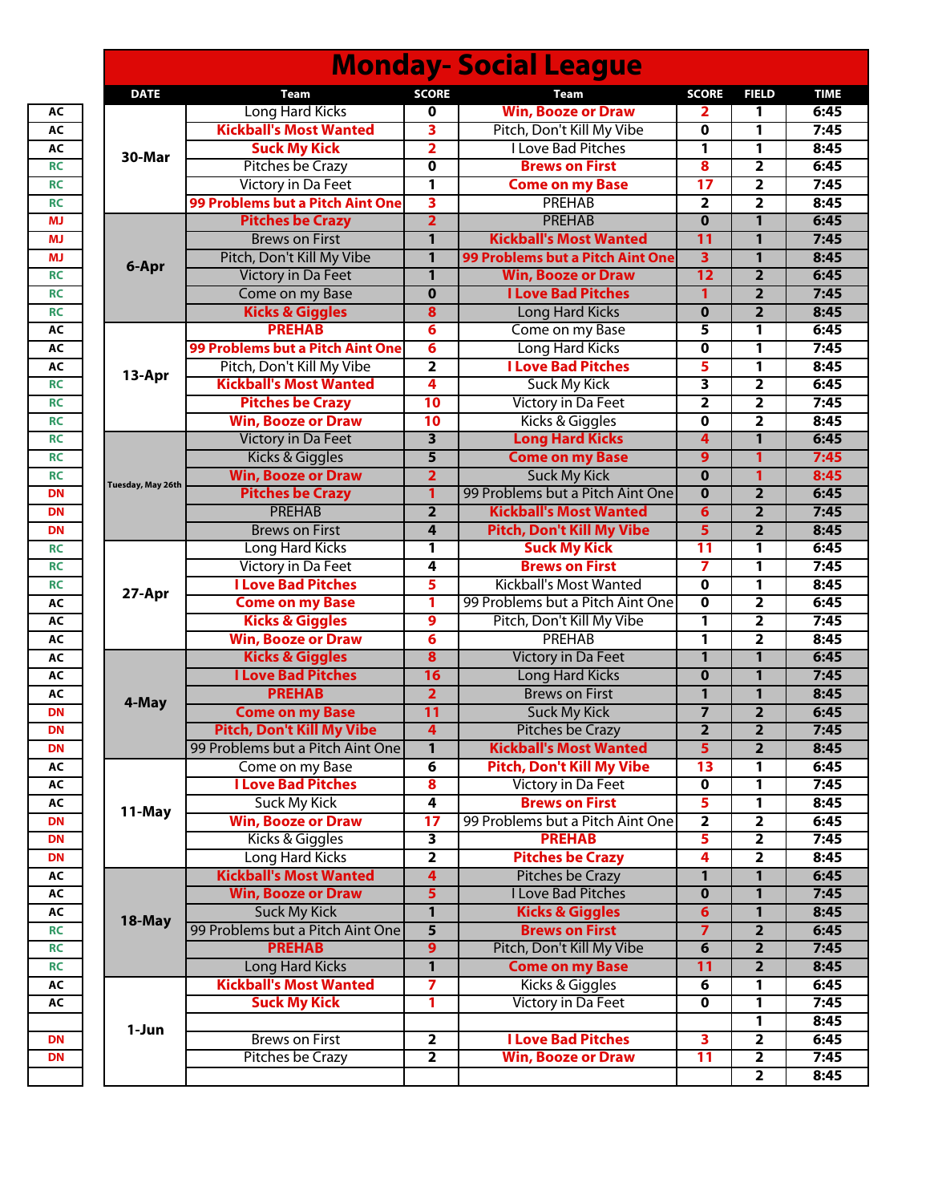# Monday- Social League

| | DATE | Team | SCORE | Team | SCORE | FIELD | TIME |
|---|---|---|---|---|---|---|---|
| AC | 30-Mar | Long Hard Kicks | 0 | **Win, Booze or Draw** | 2 | 1 | 6:45 |
| AC | | **Kickball's Most Wanted** | 3 | Pitch, Don't Kill My Vibe | 0 | 1 | 7:45 |
| AC | | **Suck My Kick** | 2 | I Love Bad Pitches | 1 | 1 | 8:45 |
| RC | | Pitches be Crazy | 0 | **Brews on First** | 8 | 2 | 6:45 |
| RC | | Victory in Da Feet | 1 | **Come on my Base** | 17 | 2 | 7:45 |
| RC | | **99 Problems but a Pitch Aint One** | 3 | PREHAB | 2 | 2 | 8:45 |
| MJ | 6-Apr | **Pitches be Crazy** | 2 | PREHAB | 0 | 1 | 6:45 |
| MJ | | Brews on First | 1 | **Kickball's Most Wanted** | 11 | 1 | 7:45 |
| MJ | | Pitch, Don't Kill My Vibe | 1 | **99 Problems but a Pitch Aint One** | 3 | 1 | 8:45 |
| RC | | Victory in Da Feet | 1 | **Win, Booze or Draw** | 12 | 2 | 6:45 |
| RC | | Come on my Base | 0 | **I Love Bad Pitches** | 1 | 2 | 7:45 |
| RC | | **Kicks & Giggles** | 8 | Long Hard Kicks | 0 | 2 | 8:45 |
| AC | 13-Apr | **PREHAB** | 6 | Come on my Base | 5 | 1 | 6:45 |
| AC | | **99 Problems but a Pitch Aint One** | 6 | Long Hard Kicks | 0 | 1 | 7:45 |
| AC | | Pitch, Don't Kill My Vibe | 2 | **I Love Bad Pitches** | 5 | 1 | 8:45 |
| RC | | **Kickball's Most Wanted** | 4 | Suck My Kick | 3 | 2 | 6:45 |
| RC | | **Pitches be Crazy** | 10 | Victory in Da Feet | 2 | 2 | 7:45 |
| RC | | **Win, Booze or Draw** | 10 | Kicks & Giggles | 0 | 2 | 8:45 |
| RC | Tuesday, May 26th | Victory in Da Feet | 3 | **Long Hard Kicks** | 4 | 1 | 6:45 |
| RC | | Kicks & Giggles | 5 | **Come on my Base** | 9 | 1 | 7:45 |
| RC | | **Win, Booze or Draw** | 2 | Suck My Kick | 0 | 1 | 8:45 |
| DN | | **Pitches be Crazy** | 1 | 99 Problems but a Pitch Aint One | 0 | 2 | 6:45 |
| DN | | PREHAB | 2 | **Kickball's Most Wanted** | 6 | 2 | 7:45 |
| DN | | Brews on First | 4 | **Pitch, Don't Kill My Vibe** | 5 | 2 | 8:45 |
| RC | 27-Apr | Long Hard Kicks | 1 | **Suck My Kick** | 11 | 1 | 6:45 |
| RC | | Victory in Da Feet | 4 | **Brews on First** | 7 | 1 | 7:45 |
| RC | | **I Love Bad Pitches** | 5 | Kickball's Most Wanted | 0 | 1 | 8:45 |
| AC | | **Come on my Base** | 1 | 99 Problems but a Pitch Aint One | 0 | 2 | 6:45 |
| AC | | **Kicks & Giggles** | 9 | Pitch, Don't Kill My Vibe | 1 | 2 | 7:45 |
| AC | | **Win, Booze or Draw** | 6 | PREHAB | 1 | 2 | 8:45 |
| AC | 4-May | **Kicks & Giggles** | 8 | Victory in Da Feet | 1 | 1 | 6:45 |
| AC | | **I Love Bad Pitches** | 16 | Long Hard Kicks | 0 | 1 | 7:45 |
| AC | | **PREHAB** | 2 | Brews on First | 1 | 1 | 8:45 |
| DN | | **Come on my Base** | 11 | Suck My Kick | 7 | 2 | 6:45 |
| DN | | **Pitch, Don't Kill My Vibe** | 4 | Pitches be Crazy | 2 | 2 | 7:45 |
| DN | | 99 Problems but a Pitch Aint One | 1 | **Kickball's Most Wanted** | 5 | 2 | 8:45 |
| AC | 11-May | Come on my Base | 6 | **Pitch, Don't Kill My Vibe** | 13 | 1 | 6:45 |
| AC | | **I Love Bad Pitches** | 8 | Victory in Da Feet | 0 | 1 | 7:45 |
| AC | | Suck My Kick | 4 | **Brews on First** | 5 | 1 | 8:45 |
| DN | | **Win, Booze or Draw** | 17 | 99 Problems but a Pitch Aint One | 2 | 2 | 6:45 |
| DN | | Kicks & Giggles | 3 | **PREHAB** | 5 | 2 | 7:45 |
| DN | | Long Hard Kicks | 2 | **Pitches be Crazy** | 4 | 2 | 8:45 |
| AC | 18-May | **Kickball's Most Wanted** | 4 | Pitches be Crazy | 1 | 1 | 6:45 |
| AC | | **Win, Booze or Draw** | 5 | I Love Bad Pitches | 0 | 1 | 7:45 |
| AC | | Suck My Kick | 1 | **Kicks & Giggles** | 6 | 1 | 8:45 |
| RC | | 99 Problems but a Pitch Aint One | 5 | **Brews on First** | 7 | 2 | 6:45 |
| RC | | **PREHAB** | 9 | Pitch, Don't Kill My Vibe | 6 | 2 | 7:45 |
| RC | | Long Hard Kicks | 1 | **Come on my Base** | 11 | 2 | 8:45 |
| AC | 1-Jun | **Kickball's Most Wanted** | 7 | Kicks & Giggles | 6 | 1 | 6:45 |
| AC | | **Suck My Kick** | 1 | Victory in Da Feet | 0 | 1 | 7:45 |
| | | | | | | 1 | 8:45 |
| DN | | Brews on First | 2 | **I Love Bad Pitches** | 3 | 2 | 6:45 |
| DN | | Pitches be Crazy | 2 | **Win, Booze or Draw** | 11 | 2 | 7:45 |
| | | | | | | 2 | 8:45 |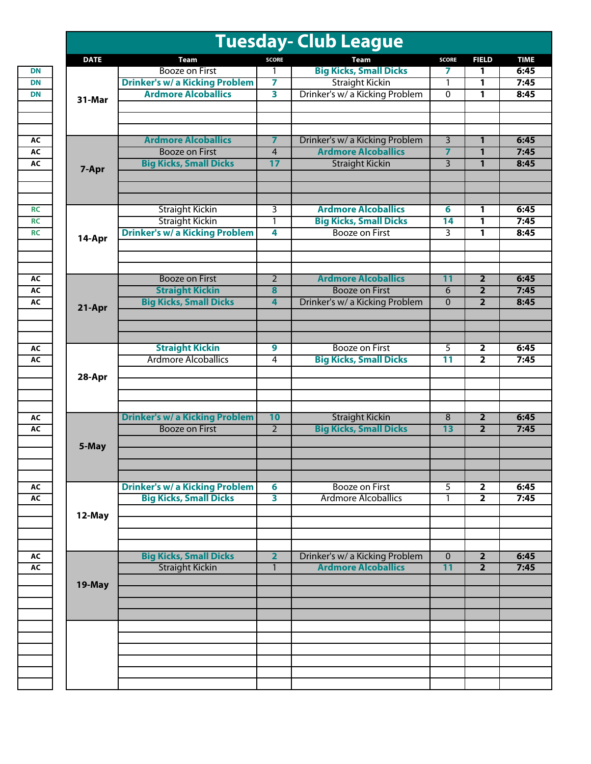# Tuesday- Club League

| | DATE | Team | SCORE | Team | SCORE | FIELD | TIME |
|---|---|---|---|---|---|---|---|
| DN | 31-Mar | Booze on First | 1 | **Big Kicks, Small Dicks** | **7** | 1 | 6:45 |
| DN | | **Drinker's w/ a Kicking Problem** | **7** | Straight Kickin | 1 | 1 | 7:45 |
| DN | | **Ardmore Alcoballics** | **3** | Drinker's w/ a Kicking Problem | 0 | 1 | 8:45 |
| AC | 7-Apr | **Ardmore Alcoballics** | **7** | Drinker's w/ a Kicking Problem | 3 | 1 | 6:45 |
| AC | | Booze on First | 4 | **Ardmore Alcoballics** | **7** | 1 | 7:45 |
| AC | | **Big Kicks, Small Dicks** | **17** | Straight Kickin | 3 | 1 | 8:45 |
| RC | 14-Apr | Straight Kickin | 3 | **Ardmore Alcoballics** | **6** | 1 | 6:45 |
| RC | | Straight Kickin | 1 | **Big Kicks, Small Dicks** | **14** | 1 | 7:45 |
| RC | | **Drinker's w/ a Kicking Problem** | **4** | Booze on First | 3 | 1 | 8:45 |
| AC | 21-Apr | Booze on First | 2 | **Ardmore Alcoballics** | **11** | 2 | 6:45 |
| AC | | **Straight Kickin** | **8** | Booze on First | 6 | 2 | 7:45 |
| AC | | **Big Kicks, Small Dicks** | **4** | Drinker's w/ a Kicking Problem | 0 | 2 | 8:45 |
| AC | 28-Apr | **Straight Kickin** | **9** | Booze on First | 5 | 2 | 6:45 |
| AC | | Ardmore Alcoballics | 4 | **Big Kicks, Small Dicks** | **11** | 2 | 7:45 |
| AC | 5-May | **Drinker's w/ a Kicking Problem** | **10** | Straight Kickin | 8 | 2 | 6:45 |
| AC | | Booze on First | 2 | **Big Kicks, Small Dicks** | **13** | 2 | 7:45 |
| AC | 12-May | **Drinker's w/ a Kicking Problem** | **6** | Booze on First | 5 | 2 | 6:45 |
| AC | | **Big Kicks, Small Dicks** | **3** | Ardmore Alcoballics | 1 | 2 | 7:45 |
| AC | 19-May | **Big Kicks, Small Dicks** | **2** | Drinker's w/ a Kicking Problem | 0 | 2 | 6:45 |
| AC | | Straight Kickin | 1 | **Ardmore Alcoballics** | **11** | 2 | 7:45 |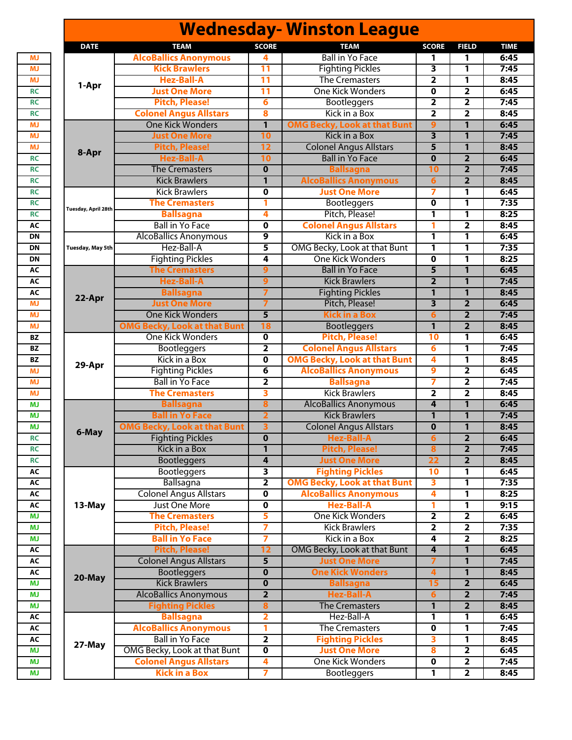# Wednesday- Winston League

| | DATE | TEAM | SCORE | TEAM | SCORE | FIELD | TIME |
|---|---|---|---|---|---|---|---|
| MJ | 1-Apr | AlcoBallics Anonymous | 4 | Ball in Yo Face | 1 | 1 | 6:45 |
| MJ | | Kick Brawlers | 11 | Fighting Pickles | 3 | 1 | 7:45 |
| MJ | | Hez-Ball-A | 11 | The Cremasters | 2 | 1 | 8:45 |
| RC | | Just One More | 11 | One Kick Wonders | 0 | 2 | 6:45 |
| RC | | Pitch, Please! | 6 | Bootleggers | 2 | 2 | 7:45 |
| RC | | Colonel Angus Allstars | 8 | Kick in a Box | 2 | 2 | 8:45 |
| MJ | 8-Apr | One Kick Wonders | 1 | OMG Becky, Look at that Bunt | 9 | 1 | 6:45 |
| MJ | | Just One More | 10 | Kick in a Box | 3 | 1 | 7:45 |
| MJ | | Pitch, Please! | 12 | Colonel Angus Allstars | 5 | 1 | 8:45 |
| RC | | Hez-Ball-A | 10 | Ball in Yo Face | 0 | 2 | 6:45 |
| RC | | The Cremasters | 0 | Ballsagna | 10 | 2 | 7:45 |
| RC | | Kick Brawlers | 1 | AlcoBallics Anonymous | 6 | 2 | 8:45 |
| RC | Tuesday, April 28th | Kick Brawlers | 0 | Just One More | 7 | 1 | 6:45 |
| RC | | The Cremasters | 1 | Bootleggers | 0 | 1 | 7:35 |
| RC | | Ballsagna | 4 | Pitch, Please! | 1 | 1 | 8:25 |
| AC | | Ball in Yo Face | 0 | Colonel Angus Allstars | 1 | 2 | 8:45 |
| DN | Tuesday, May 5th | AlcoBallics Anonymous | 9 | Kick in a Box | 1 | 1 | 6:45 |
| DN | | Hez-Ball-A | 5 | OMG Becky, Look at that Bunt | 1 | 1 | 7:35 |
| DN | | Fighting Pickles | 4 | One Kick Wonders | 0 | 1 | 8:25 |
| AC | 22-Apr | The Cremasters | 9 | Ball in Yo Face | 5 | 1 | 6:45 |
| AC | | Hez-Ball-A | 9 | Kick Brawlers | 2 | 1 | 7:45 |
| AC | | Ballsagna | 7 | Fighting Pickles | 1 | 1 | 8:45 |
| MJ | | Just One More | 7 | Pitch, Please! | 3 | 2 | 6:45 |
| MJ | | One Kick Wonders | 5 | Kick in a Box | 6 | 2 | 7:45 |
| MJ | | OMG Becky, Look at that Bunt | 18 | Bootleggers | 1 | 2 | 8:45 |
| BZ | 29-Apr | One Kick Wonders | 0 | Pitch, Please! | 10 | 1 | 6:45 |
| BZ | | Bootleggers | 2 | Colonel Angus Allstars | 6 | 1 | 7:45 |
| BZ | | Kick in a Box | 0 | OMG Becky, Look at that Bunt | 4 | 1 | 8:45 |
| MJ | | Fighting Pickles | 6 | AlcoBallics Anonymous | 9 | 2 | 6:45 |
| MJ | | Ball in Yo Face | 2 | Ballsagna | 7 | 2 | 7:45 |
| MJ | | The Cremasters | 3 | Kick Brawlers | 2 | 2 | 8:45 |
| MJ | 6-May | Ballsagna | 8 | AlcoBallics Anonymous | 4 | 1 | 6:45 |
| MJ | | Ball in Yo Face | 2 | Kick Brawlers | 1 | 1 | 7:45 |
| MJ | | OMG Becky, Look at that Bunt | 3 | Colonel Angus Allstars | 0 | 1 | 8:45 |
| RC | | Fighting Pickles | 0 | Hez-Ball-A | 6 | 2 | 6:45 |
| RC | | Kick in a Box | 1 | Pitch, Please! | 8 | 2 | 7:45 |
| RC | | Bootleggers | 4 | Just One More | 22 | 2 | 8:45 |
| AC | 13-May | Bootleggers | 3 | Fighting Pickles | 10 | 1 | 6:45 |
| AC | | Ballsagna | 2 | OMG Becky, Look at that Bunt | 3 | 1 | 7:35 |
| AC | | Colonel Angus Allstars | 0 | AlcoBallics Anonymous | 4 | 1 | 8:25 |
| AC | | Just One More | 0 | Hez-Ball-A | 1 | 1 | 9:15 |
| MJ | | The Cremasters | 5 | One Kick Wonders | 2 | 2 | 6:45 |
| MJ | | Pitch, Please! | 7 | Kick Brawlers | 2 | 2 | 7:35 |
| MJ | | Ball in Yo Face | 7 | Kick in a Box | 4 | 2 | 8:25 |
| AC | 20-May | Pitch, Please! | 12 | OMG Becky, Look at that Bunt | 4 | 1 | 6:45 |
| AC | | Colonel Angus Allstars | 5 | Just One More | 7 | 1 | 7:45 |
| AC | | Bootleggers | 0 | One Kick Wonders | 4 | 1 | 8:45 |
| MJ | | Kick Brawlers | 0 | Ballsagna | 15 | 2 | 6:45 |
| MJ | | AlcoBallics Anonymous | 2 | Hez-Ball-A | 6 | 2 | 7:45 |
| MJ | | Fighting Pickles | 8 | The Cremasters | 1 | 2 | 8:45 |
| AC | 27-May | Ballsagna | 2 | Hez-Ball-A | 1 | 1 | 6:45 |
| AC | | AlcoBallics Anonymous | 1 | The Cremasters | 0 | 1 | 7:45 |
| AC | | Ball in Yo Face | 2 | Fighting Pickles | 3 | 1 | 8:45 |
| MJ | | OMG Becky, Look at that Bunt | 0 | Just One More | 8 | 2 | 6:45 |
| MJ | | Colonel Angus Allstars | 4 | One Kick Wonders | 0 | 2 | 7:45 |
| MJ | | Kick in a Box | 7 | Bootleggers | 1 | 2 | 8:45 |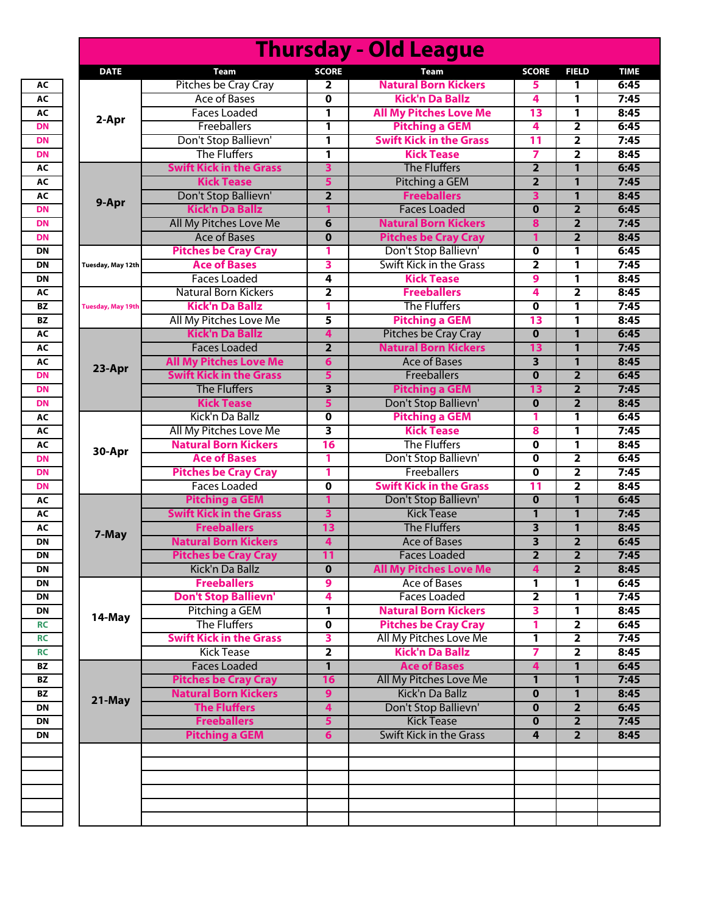# Thursday - Old League

| | DATE | Team | SCORE | Team | SCORE | FIELD | TIME |
|---|---|---|---|---|---|---|---|
| AC | 2-Apr | Pitches be Cray Cray | 2 | **Natural Born Kickers** | 5 | 1 | 6:45 |
| AC | | Ace of Bases | 0 | **Kick'n Da Ballz** | 4 | 1 | 7:45 |
| AC | | Faces Loaded | 1 | **All My Pitches Love Me** | 13 | 1 | 8:45 |
| DN | | Freeballers | 1 | **Pitching a GEM** | 4 | 2 | 6:45 |
| DN | | Don't Stop Ballievn' | 1 | **Swift Kick in the Grass** | 11 | 2 | 7:45 |
| DN | | The Fluffers | 1 | **Kick Tease** | 7 | 2 | 8:45 |
| AC | 9-Apr | **Swift Kick in the Grass** | 3 | The Fluffers | 2 | 1 | 6:45 |
| AC | | **Kick Tease** | 5 | Pitching a GEM | 2 | 1 | 7:45 |
| AC | | Don't Stop Ballievn' | 2 | **Freeballers** | 3 | 1 | 8:45 |
| DN | | **Kick'n Da Ballz** | 1 | Faces Loaded | 0 | 2 | 6:45 |
| DN | | All My Pitches Love Me | 6 | **Natural Born Kickers** | 8 | 2 | 7:45 |
| DN | | Ace of Bases | 0 | **Pitches be Cray Cray** | 1 | 2 | 8:45 |
| DN | Tuesday, May 12th | **Pitches be Cray Cray** | 1 | Don't Stop Ballievn' | 0 | 1 | 6:45 |
| DN | | **Ace of Bases** | 3 | Swift Kick in the Grass | 2 | 1 | 7:45 |
| DN | | Faces Loaded | 4 | **Kick Tease** | 9 | 1 | 8:45 |
| AC | | Natural Born Kickers | 2 | **Freeballers** | 4 | 2 | 8:45 |
| BZ | Tuesday, May 19th | **Kick'n Da Ballz** | 1 | The Fluffers | 0 | 1 | 7:45 |
| BZ | | All My Pitches Love Me | 5 | **Pitching a GEM** | 13 | 1 | 8:45 |
| AC | 23-Apr | **Kick'n Da Ballz** | 4 | Pitches be Cray Cray | 0 | 1 | 6:45 |
| AC | | Faces Loaded | 2 | **Natural Born Kickers** | 13 | 1 | 7:45 |
| AC | | **All My Pitches Love Me** | 6 | Ace of Bases | 3 | 1 | 8:45 |
| DN | | **Swift Kick in the Grass** | 5 | Freeballers | 0 | 2 | 6:45 |
| DN | | The Fluffers | 3 | **Pitching a GEM** | 13 | 2 | 7:45 |
| DN | | **Kick Tease** | 5 | Don't Stop Ballievn' | 0 | 2 | 8:45 |
| AC | 30-Apr | Kick'n Da Ballz | 0 | **Pitching a GEM** | 1 | 1 | 6:45 |
| AC | | All My Pitches Love Me | 3 | **Kick Tease** | 8 | 1 | 7:45 |
| AC | | **Natural Born Kickers** | 16 | The Fluffers | 0 | 1 | 8:45 |
| DN | | **Ace of Bases** | 1 | Don't Stop Ballievn' | 0 | 2 | 6:45 |
| DN | | **Pitches be Cray Cray** | 1 | Freeballers | 0 | 2 | 7:45 |
| DN | | Faces Loaded | 0 | **Swift Kick in the Grass** | 11 | 2 | 8:45 |
| AC | 7-May | **Pitching a GEM** | 1 | Don't Stop Ballievn' | 0 | 1 | 6:45 |
| AC | | **Swift Kick in the Grass** | 3 | Kick Tease | 1 | 1 | 7:45 |
| AC | | **Freeballers** | 13 | The Fluffers | 3 | 1 | 8:45 |
| DN | | **Natural Born Kickers** | 4 | Ace of Bases | 3 | 2 | 6:45 |
| DN | | **Pitches be Cray Cray** | 11 | Faces Loaded | 2 | 2 | 7:45 |
| DN | | Kick'n Da Ballz | 0 | **All My Pitches Love Me** | 4 | 2 | 8:45 |
| DN | 14-May | **Freeballers** | 9 | Ace of Bases | 1 | 1 | 6:45 |
| DN | | **Don't Stop Ballievn'** | 4 | Faces Loaded | 2 | 1 | 7:45 |
| DN | | Pitching a GEM | 1 | **Natural Born Kickers** | 3 | 1 | 8:45 |
| RC | | The Fluffers | 0 | **Pitches be Cray Cray** | 1 | 2 | 6:45 |
| RC | | **Swift Kick in the Grass** | 3 | All My Pitches Love Me | 1 | 2 | 7:45 |
| RC | | Kick Tease | 2 | **Kick'n Da Ballz** | 7 | 2 | 8:45 |
| BZ | 21-May | Faces Loaded | 1 | **Ace of Bases** | 4 | 1 | 6:45 |
| BZ | | **Pitches be Cray Cray** | 16 | All My Pitches Love Me | 1 | 1 | 7:45 |
| BZ | | **Natural Born Kickers** | 9 | Kick'n Da Ballz | 0 | 1 | 8:45 |
| DN | | **The Fluffers** | 4 | Don't Stop Ballievn' | 0 | 2 | 6:45 |
| DN | | **Freeballers** | 5 | Kick Tease | 0 | 2 | 7:45 |
| DN | | **Pitching a GEM** | 6 | Swift Kick in the Grass | 4 | 2 | 8:45 |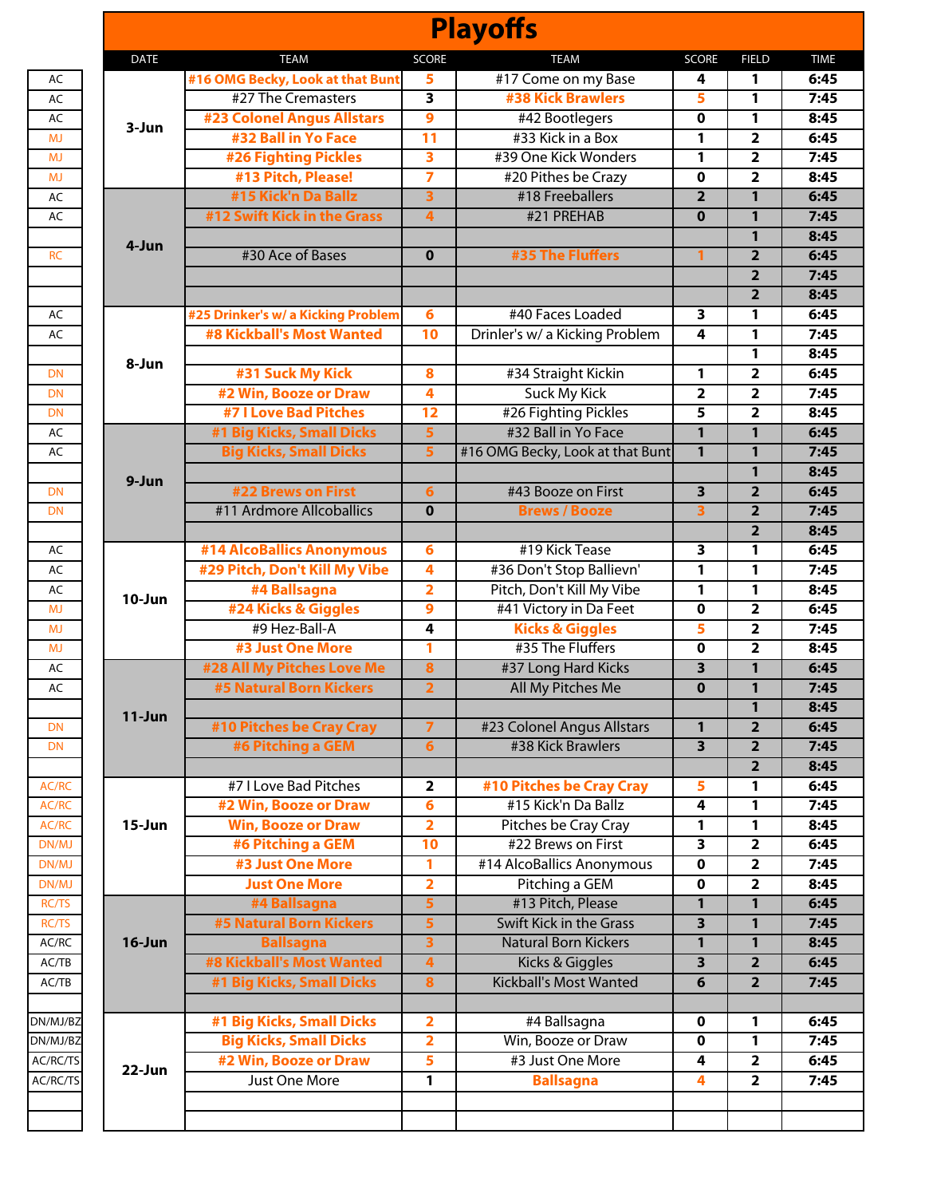# Playoffs

| | DATE | TEAM | SCORE | TEAM | SCORE | FIELD | TIME |
|---|---|---|---|---|---|---|---|
| AC | 3-Jun | #16 OMG Becky, Look at that Bunt | 5 | #17 Come on my Base | 4 | 1 | 6:45 |
| AC | | #27 The Cremasters | 3 | #38 Kick Brawlers | 5 | 1 | 7:45 |
| AC | | #23 Colonel Angus Allstars | 9 | #42 Bootlegers | 0 | 1 | 8:45 |
| MJ | | #32 Ball in Yo Face | 11 | #33 Kick in a Box | 1 | 2 | 6:45 |
| MJ | | #26 Fighting Pickles | 3 | #39 One Kick Wonders | 1 | 2 | 7:45 |
| MJ | | #13 Pitch, Please! | 7 | #20 Pithes be Crazy | 0 | 2 | 8:45 |
| AC | 4-Jun | #15 Kick'n Da Ballz | 3 | #18 Freeballers | 2 | 1 | 6:45 |
| AC | | #12 Swift Kick in the Grass | 4 | #21 PREHAB | 0 | 1 | 7:45 |
| | | | | | | 1 | 8:45 |
| RC | | #30 Ace of Bases | 0 | #35 The Fluffers | 1 | 2 | 6:45 |
| | | | | | | 2 | 7:45 |
| | | | | | | 2 | 8:45 |
| AC | 8-Jun | #25 Drinker's w/ a Kicking Problem | 6 | #40 Faces Loaded | 3 | 1 | 6:45 |
| AC | | #8 Kickball's Most Wanted | 10 | Drinler's w/ a Kicking Problem | 4 | 1 | 7:45 |
| | | | | | | 1 | 8:45 |
| DN | | #31 Suck My Kick | 8 | #34 Straight Kickin | 1 | 2 | 6:45 |
| DN | | #2 Win, Booze or Draw | 4 | Suck My Kick | 2 | 2 | 7:45 |
| DN | | #7 I Love Bad Pitches | 12 | #26 Fighting Pickles | 5 | 2 | 8:45 |
| AC | 9-Jun | #1 Big Kicks, Small Dicks | 5 | #32 Ball in Yo Face | 1 | 1 | 6:45 |
| AC | | Big Kicks, Small Dicks | 5 | #16 OMG Becky, Look at that Bunt | 1 | 1 | 7:45 |
| | | | | | | 1 | 8:45 |
| DN | | #22 Brews on First | 6 | #43 Booze on First | 3 | 2 | 6:45 |
| DN | | #11 Ardmore Allcoballics | 0 | Brews / Booze | 3 | 2 | 7:45 |
| | | | | | | 2 | 8:45 |
| AC | 10-Jun | #14 AlcoBallics Anonymous | 6 | #19 Kick Tease | 3 | 1 | 6:45 |
| AC | | #29 Pitch, Don't Kill My Vibe | 4 | #36 Don't Stop Ballievn' | 1 | 1 | 7:45 |
| AC | | #4 Ballsagna | 2 | Pitch, Don't Kill My Vibe | 1 | 1 | 8:45 |
| MJ | | #24 Kicks & Giggles | 9 | #41 Victory in Da Feet | 0 | 2 | 6:45 |
| MJ | | #9 Hez-Ball-A | 4 | Kicks & Giggles | 5 | 2 | 7:45 |
| MJ | | #3 Just One More | 1 | #35 The Fluffers | 0 | 2 | 8:45 |
| AC | 11-Jun | #28 All My Pitches Love Me | 8 | #37 Long Hard Kicks | 3 | 1 | 6:45 |
| AC | | #5 Natural Born Kickers | 2 | All My Pitches Me | 0 | 1 | 7:45 |
| | | | | | | 1 | 8:45 |
| DN | | #10 Pitches be Cray Cray | 7 | #23 Colonel Angus Allstars | 1 | 2 | 6:45 |
| DN | | #6 Pitching a GEM | 6 | #38 Kick Brawlers | 3 | 2 | 7:45 |
| | | | | | | 2 | 8:45 |
| AC/RC | 15-Jun | #7 I Love Bad Pitches | 2 | #10 Pitches be Cray Cray | 5 | 1 | 6:45 |
| AC/RC | | #2 Win, Booze or Draw | 6 | #15 Kick'n Da Ballz | 4 | 1 | 7:45 |
| AC/RC | | Win, Booze or Draw | 2 | Pitches be Cray Cray | 1 | 1 | 8:45 |
| DN/MJ | | #6 Pitching a GEM | 10 | #22 Brews on First | 3 | 2 | 6:45 |
| DN/MJ | | #3 Just One More | 1 | #14 AlcoBallics Anonymous | 0 | 2 | 7:45 |
| DN/MJ | | Just One More | 2 | Pitching a GEM | 0 | 2 | 8:45 |
| RC/TS | 16-Jun | #4 Ballsagna | 5 | #13 Pitch, Please | 1 | 1 | 6:45 |
| RC/TS | | #5 Natural Born Kickers | 5 | Swift Kick in the Grass | 3 | 1 | 7:45 |
| AC/RC | | Ballsagna | 3 | Natural Born Kickers | 1 | 1 | 8:45 |
| AC/TB | | #8 Kickball's Most Wanted | 4 | Kicks & Giggles | 3 | 2 | 6:45 |
| AC/TB | | #1 Big Kicks, Small Dicks | 8 | Kickball's Most Wanted | 6 | 2 | 7:45 |
| | | | | | | | |
| DN/MJ/BZ | 22-Jun | #1 Big Kicks, Small Dicks | 2 | #4 Ballsagna | 0 | 1 | 6:45 |
| DN/MJ/BZ | | Big Kicks, Small Dicks | 2 | Win, Booze or Draw | 0 | 1 | 7:45 |
| AC/RC/TS | | #2 Win, Booze or Draw | 5 | #3 Just One More | 4 | 2 | 6:45 |
| AC/RC/TS | | Just One More | 1 | Ballsagna | 4 | 2 | 7:45 |
| | | | | | | | |
| | | | | | | | |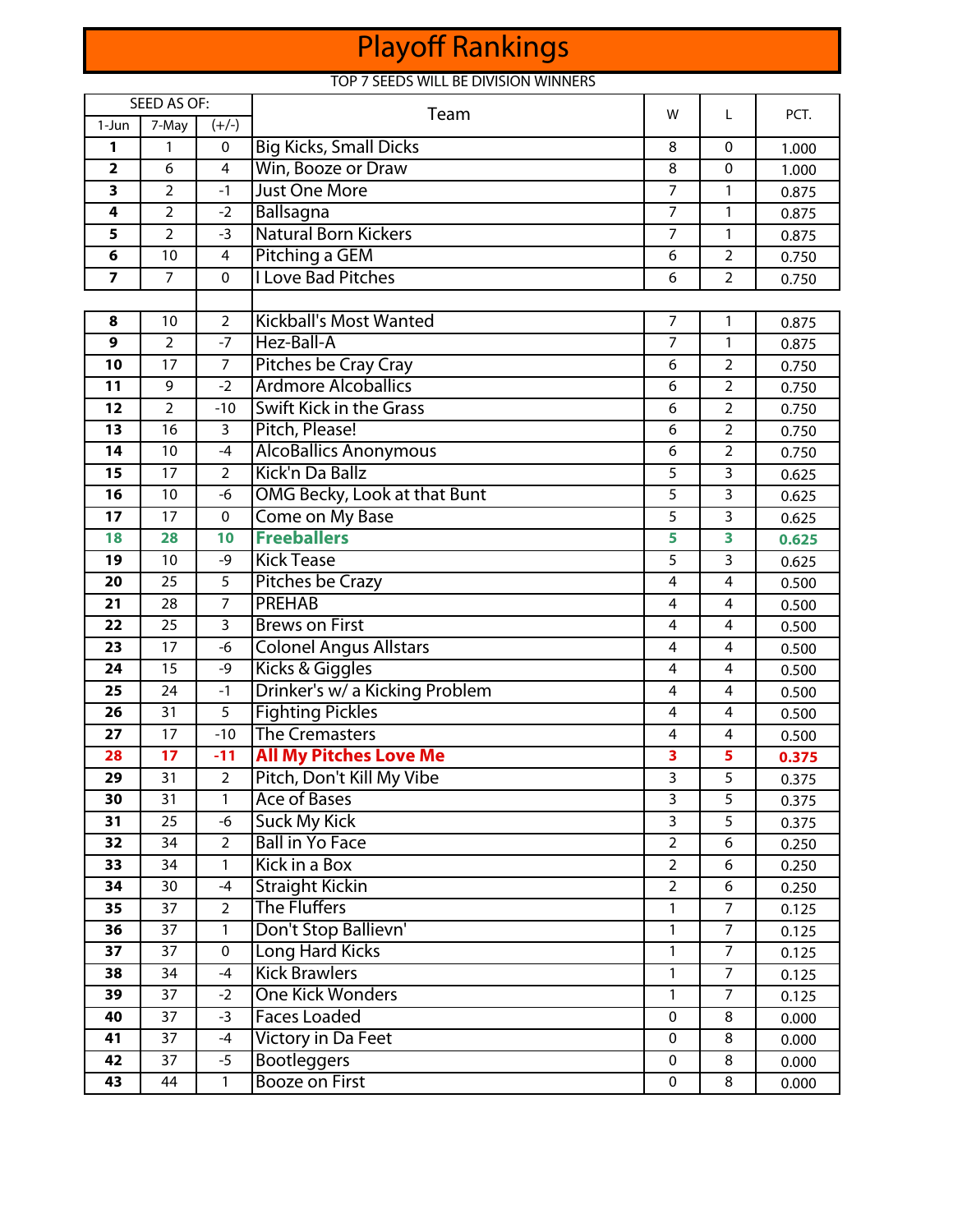# Playoff Rankings

TOP 7 SEEDS WILL BE DIVISION WINNERS

| SEED AS OF: | | | Team | W | L | PCT. |
|---|---|---|---|---|---|---|
| 1-Jun | 7-May | (+/-) | | | | |
| **1** | 1 | 0 | Big Kicks, Small Dicks | 8 | 0 | 1.000 |
| **2** | 6 | 4 | Win, Booze or Draw | 8 | 0 | 1.000 |
| **3** | 2 | -1 | Just One More | 7 | 1 | 0.875 |
| **4** | 2 | -2 | Ballsagna | 7 | 1 | 0.875 |
| **5** | 2 | -3 | Natural Born Kickers | 7 | 1 | 0.875 |
| **6** | 10 | 4 | Pitching a GEM | 6 | 2 | 0.750 |
| **7** | 7 | 0 | I Love Bad Pitches | 6 | 2 | 0.750 |
| | | | | | | |
| **8** | 10 | 2 | Kickball's Most Wanted | 7 | 1 | 0.875 |
| **9** | 2 | -7 | Hez-Ball-A | 7 | 1 | 0.875 |
| **10** | 17 | 7 | Pitches be Cray Cray | 6 | 2 | 0.750 |
| **11** | 9 | -2 | Ardmore Alcoballics | 6 | 2 | 0.750 |
| **12** | 2 | -10 | Swift Kick in the Grass | 6 | 2 | 0.750 |
| **13** | 16 | 3 | Pitch, Please! | 6 | 2 | 0.750 |
| **14** | 10 | -4 | AlcoBallics Anonymous | 6 | 2 | 0.750 |
| **15** | 17 | 2 | Kick'n Da Ballz | 5 | 3 | 0.625 |
| **16** | 10 | -6 | OMG Becky, Look at that Bunt | 5 | 3 | 0.625 |
| **17** | 17 | 0 | Come on My Base | 5 | 3 | 0.625 |
| **18** | **28** | **10** | **Freeballers** | **5** | **3** | **0.625** |
| **19** | 10 | -9 | Kick Tease | 5 | 3 | 0.625 |
| **20** | 25 | 5 | Pitches be Crazy | 4 | 4 | 0.500 |
| **21** | 28 | 7 | PREHAB | 4 | 4 | 0.500 |
| **22** | 25 | 3 | Brews on First | 4 | 4 | 0.500 |
| **23** | 17 | -6 | Colonel Angus Allstars | 4 | 4 | 0.500 |
| **24** | 15 | -9 | Kicks & Giggles | 4 | 4 | 0.500 |
| **25** | 24 | -1 | Drinker's w/ a Kicking Problem | 4 | 4 | 0.500 |
| **26** | 31 | 5 | Fighting Pickles | 4 | 4 | 0.500 |
| **27** | 17 | -10 | The Cremasters | 4 | 4 | 0.500 |
| **28** | **17** | **-11** | **All My Pitches Love Me** | **3** | **5** | **0.375** |
| **29** | 31 | 2 | Pitch, Don't Kill My Vibe | 3 | 5 | 0.375 |
| **30** | 31 | 1 | Ace of Bases | 3 | 5 | 0.375 |
| **31** | 25 | -6 | Suck My Kick | 3 | 5 | 0.375 |
| **32** | 34 | 2 | Ball in Yo Face | 2 | 6 | 0.250 |
| **33** | 34 | 1 | Kick in a Box | 2 | 6 | 0.250 |
| **34** | 30 | -4 | Straight Kickin | 2 | 6 | 0.250 |
| **35** | 37 | 2 | The Fluffers | 1 | 7 | 0.125 |
| **36** | 37 | 1 | Don't Stop Ballievn' | 1 | 7 | 0.125 |
| **37** | 37 | 0 | Long Hard Kicks | 1 | 7 | 0.125 |
| **38** | 34 | -4 | Kick Brawlers | 1 | 7 | 0.125 |
| **39** | 37 | -2 | One Kick Wonders | 1 | 7 | 0.125 |
| **40** | 37 | -3 | Faces Loaded | 0 | 8 | 0.000 |
| **41** | 37 | -4 | Victory in Da Feet | 0 | 8 | 0.000 |
| **42** | 37 | -5 | Bootleggers | 0 | 8 | 0.000 |
| **43** | 44 | 1 | Booze on First | 0 | 8 | 0.000 |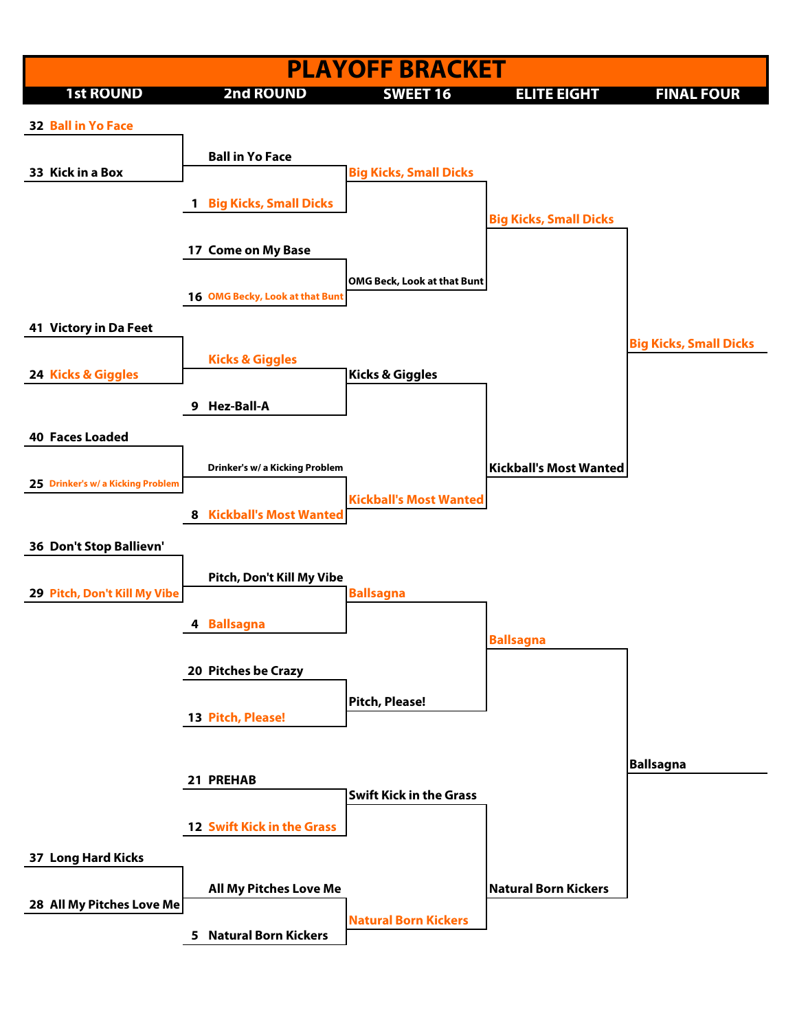# PLAYOFF BRACKET

## 1st ROUND

- 32 Ball in Yo Face
- 33 Kick in a Box
- 41 Victory in Da Feet
- 24 Kicks & Giggles
- 40 Faces Loaded
- 25 Drinker's w/ a Kicking Problem
- 36 Don't Stop Ballievn'
- 29 Pitch, Don't Kill My Vibe
- 37 Long Hard Kicks
- 28 All My Pitches Love Me

## 2nd ROUND

- Ball in Yo Face
- 1 Big Kicks, Small Dicks
- 17 Come on My Base
- 16 OMG Becky, Look at that Bunt
- Kicks & Giggles
- 9 Hez-Ball-A
- Drinker's w/ a Kicking Problem
- 8 Kickball's Most Wanted
- Pitch, Don't Kill My Vibe
- 4 Ballsagna
- 20 Pitches be Crazy
- 13 Pitch, Please!
- 21 PREHAB
- 12 Swift Kick in the Grass
- All My Pitches Love Me
- 5 Natural Born Kickers

## SWEET 16

- Big Kicks, Small Dicks
- OMG Beck, Look at that Bunt
- Kicks & Giggles
- Kickball's Most Wanted
- Ballsagna
- Pitch, Please!
- Swift Kick in the Grass
- Natural Born Kickers

## ELITE EIGHT

- Big Kicks, Small Dicks
- Kickball's Most Wanted
- Ballsagna
- Natural Born Kickers

## FINAL FOUR

- Big Kicks, Small Dicks
- Ballsagna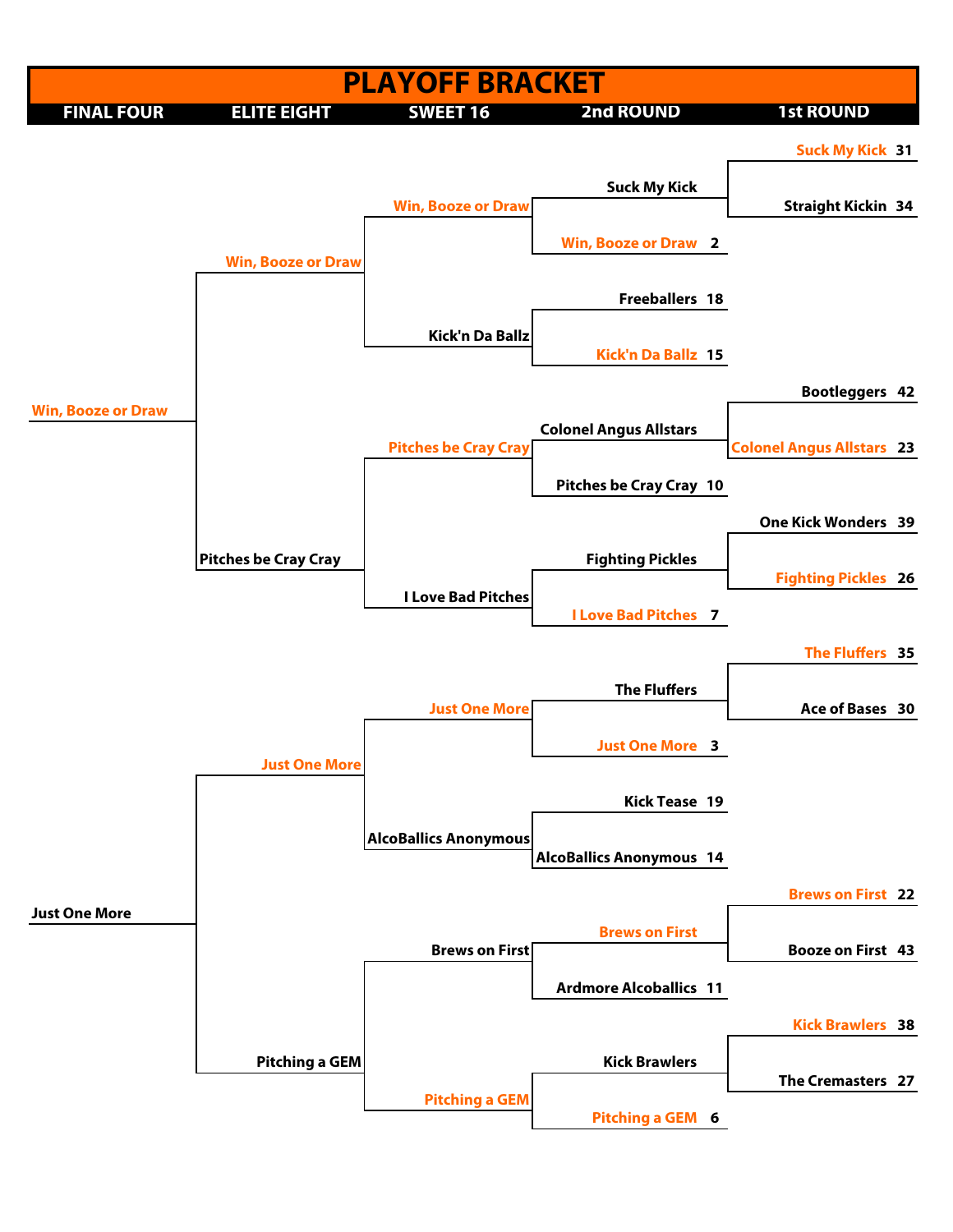# PLAYOFF BRACKET

| FINAL FOUR | ELITE EIGHT | SWEET 16 | 2nd ROUND | 1st ROUND |
|---|---|---|---|---|
| | | | | Suck My Kick 31 |
| | | | Suck My Kick | |
| | | Win, Booze or Draw | | Straight Kickin 34 |
| | | | Win, Booze or Draw 2 | |
| | Win, Booze or Draw | | | |
| | | | Freeballers 18 | |
| | | Kick'n Da Ballz | | |
| | | | Kick'n Da Ballz 15 | |
| | | | | Bootleggers 42 |
| Win, Booze or Draw | | | Colonel Angus Allstars | |
| | | Pitches be Cray Cray | | Colonel Angus Allstars 23 |
| | | | Pitches be Cray Cray 10 | |
| | | | | One Kick Wonders 39 |
| | Pitches be Cray Cray | | Fighting Pickles | |
| | | I Love Bad Pitches | | Fighting Pickles 26 |
| | | | I Love Bad Pitches 7 | |
| | | | | The Fluffers 35 |
| | | | The Fluffers | |
| | | Just One More | | Ace of Bases 30 |
| | | | Just One More 3 | |
| | Just One More | | | |
| | | | Kick Tease 19 | |
| | | AlcoBallics Anonymous | | |
| | | | AlcoBallics Anonymous 14 | |
| | | | | Brews on First 22 |
| Just One More | | | Brews on First | |
| | | Brews on First | | Booze on First 43 |
| | | | Ardmore Alcoballics 11 | |
| | | | | Kick Brawlers 38 |
| | Pitching a GEM | | Kick Brawlers | |
| | | | | The Cremasters 27 |
| | | Pitching a GEM | | |
| | | | Pitching a GEM 6 | |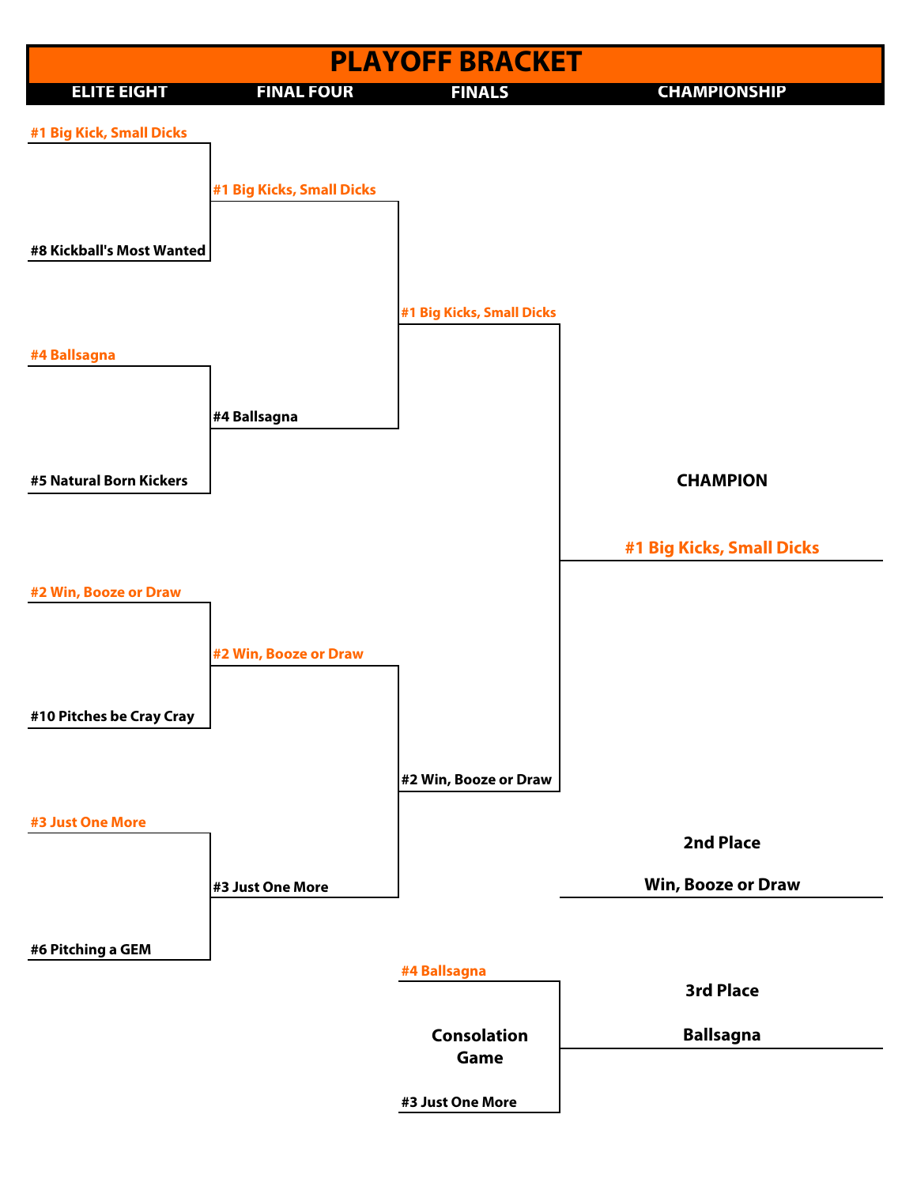# PLAYOFF BRACKET

**ELITE EIGHT** | **FINAL FOUR** | **FINALS** | **CHAMPIONSHIP**

**ELITE EIGHT**

- #1 Big Kick, Small Dicks
- #8 Kickball's Most Wanted
- #4 Ballsagna
- #5 Natural Born Kickers
- #2 Win, Booze or Draw
- #10 Pitches be Cray Cray
- #3 Just One More
- #6 Pitching a GEM

**FINAL FOUR**

- #1 Big Kicks, Small Dicks
- #4 Ballsagna
- #2 Win, Booze or Draw
- #3 Just One More

**FINALS**

- #1 Big Kicks, Small Dicks
- #2 Win, Booze or Draw

**Consolation Game**

- #4 Ballsagna
- #3 Just One More

**CHAMPION**

#1 Big Kicks, Small Dicks

**2nd Place**

Win, Booze or Draw

**3rd Place**

Ballsagna